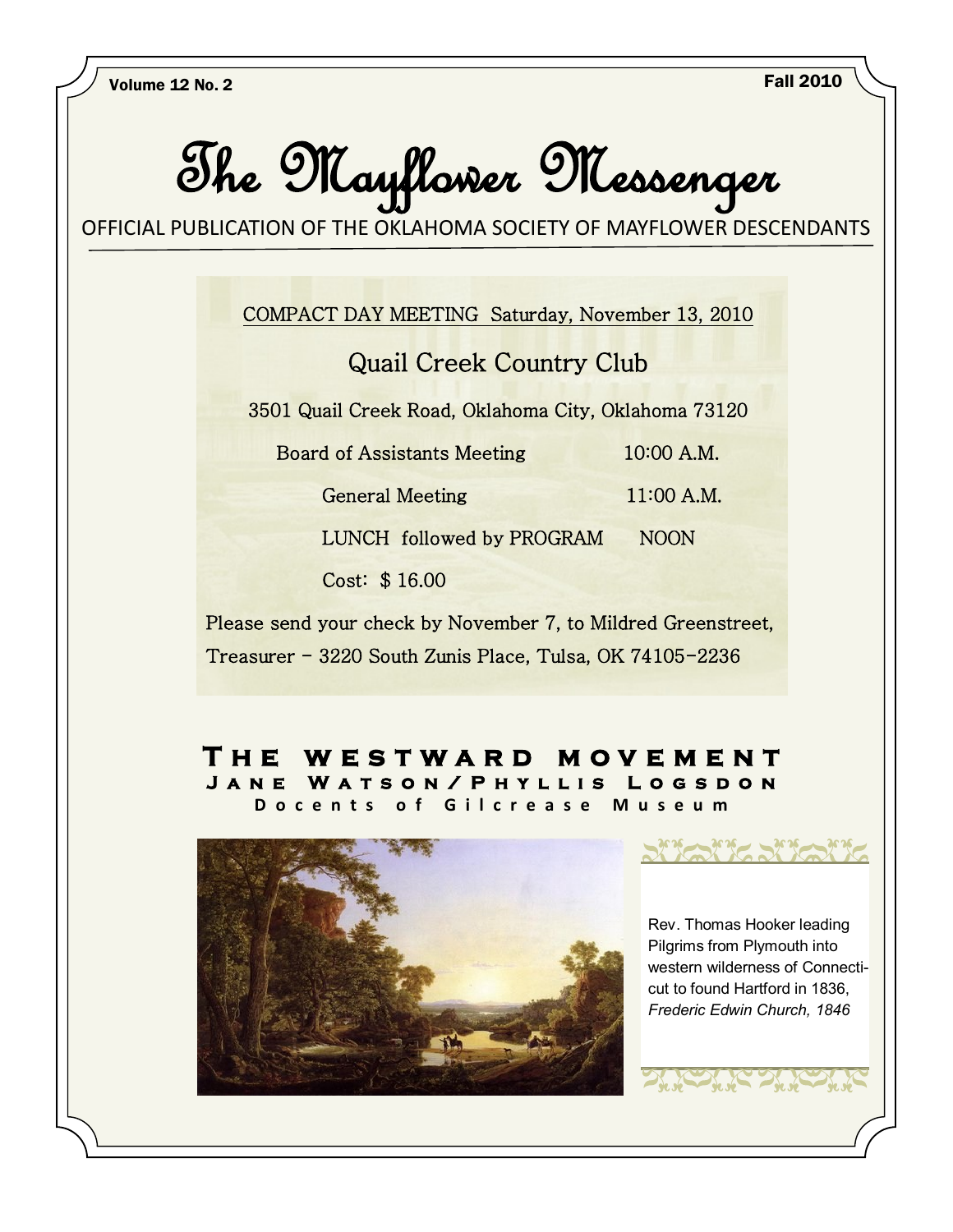Volume 12 No. 2 | Fall 2010

# The Mayflower Messenger

OFFICIAL PUBLICATION OF THE OKLAHOMA SOCIETY OF MAYFLOWER DESCENDANTS

COMPACT DAY MEETING Saturday, November 13, 2010

## Quail Creek Country Club

3501 Quail Creek Road, Oklahoma City, Oklahoma 73120

| | |
|---|---|
| Board of Assistants Meeting | 10:00 A.M. |
| General Meeting | 11:00 A.M. |
| LUNCH followed by PROGRAM | NOON |
| Cost: $ 16.00 | |

Please send your check by November 7, to Mildred Greenstreet, Treasurer - 3220 South Zunis Place, Tulsa, OK 74105-2236

## The Westward Movement

**Jane Watson/Phyllis Logsdon**

**Docents of Gilcrease Museum**

Rev. Thomas Hooker leading Pilgrims from Plymouth into western wilderness of Connecticut to found Hartford in 1836, *Frederic Edwin Church, 1846*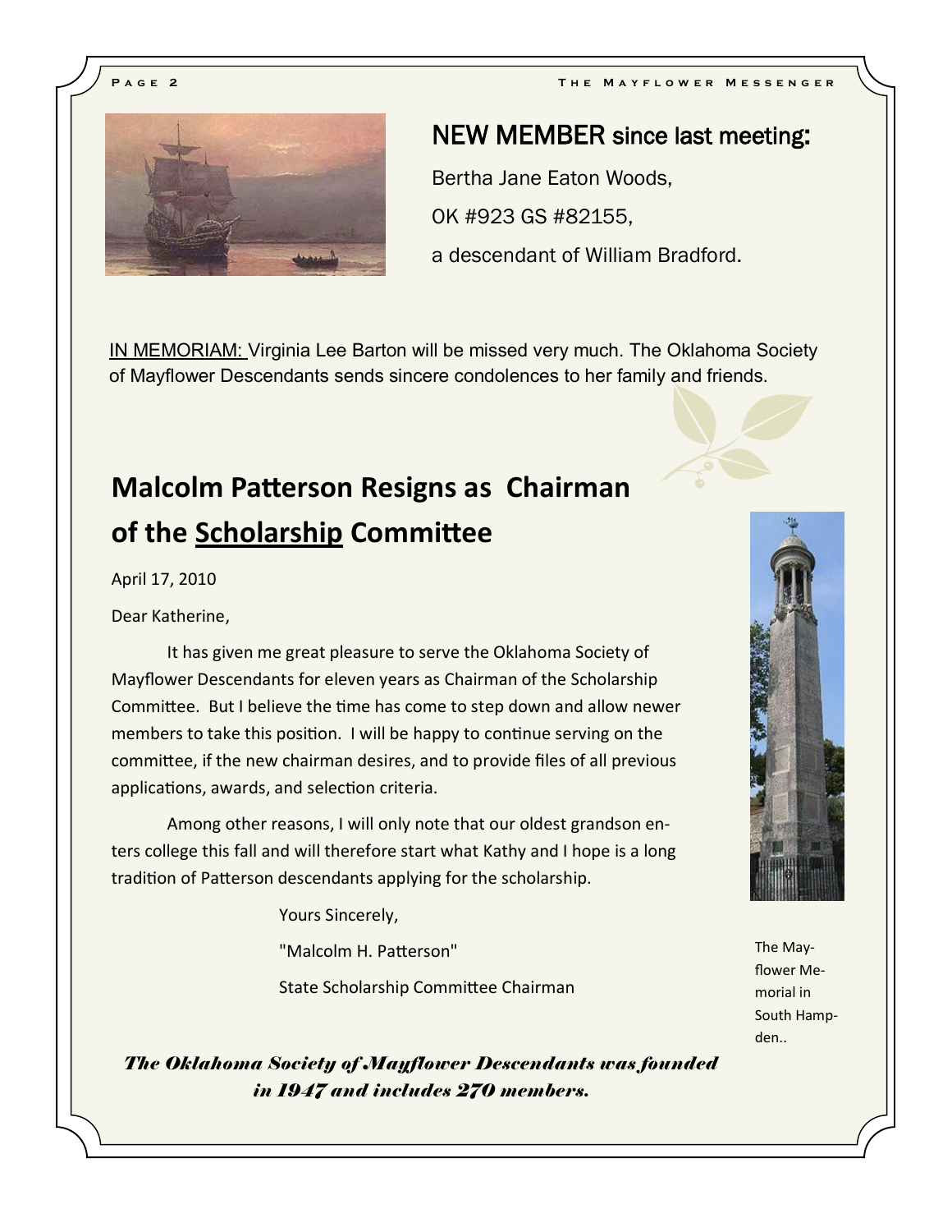## NEW MEMBER since last meeting:

Bertha Jane Eaton Woods,

OK #923 GS #82155,

a descendant of William Bradford.

IN MEMORIAM: Virginia Lee Barton will be missed very much. The Oklahoma Society of Mayflower Descendants sends sincere condolences to her family and friends.

## Malcolm Patterson Resigns as Chairman of the Scholarship Committee

April 17, 2010

Dear Katherine,

It has given me great pleasure to serve the Oklahoma Society of Mayflower Descendants for eleven years as Chairman of the Scholarship Committee. But I believe the time has come to step down and allow newer members to take this position. I will be happy to continue serving on the committee, if the new chairman desires, and to provide files of all previous applications, awards, and selection criteria.

Among other reasons, I will only note that our oldest grandson enters college this fall and will therefore start what Kathy and I hope is a long tradition of Patterson descendants applying for the scholarship.

Yours Sincerely,

"Malcolm H. Patterson"

State Scholarship Committee Chairman

The Mayflower Memorial in South Hampden..

***The Oklahoma Society of Mayflower Descendants was founded in 1947 and includes 270 members.***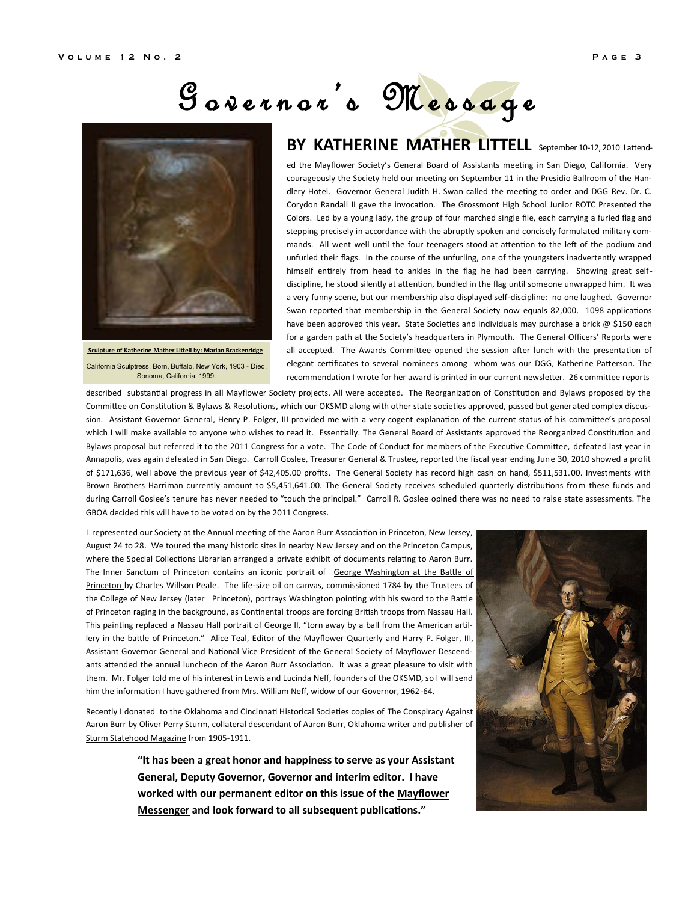# Governor's Message

**Sculpture of Katherine Mather Littell by: Marian Brackenridge**

California Sculptress, Born, Buffalo, New York, 1903 - Died, Sonoma, California, 1999.

## BY KATHERINE MATHER LITTELL

September 10-12, 2010 I attended the Mayflower Society's General Board of Assistants meeting in San Diego, California. Very courageously the Society held our meeting on September 11 in the Presidio Ballroom of the Handlery Hotel. Governor General Judith H. Swan called the meeting to order and DGG Rev. Dr. C. Corydon Randall II gave the invocation. The Grossmont High School Junior ROTC Presented the Colors. Led by a young lady, the group of four marched single file, each carrying a furled flag and stepping precisely in accordance with the abruptly spoken and concisely formulated military commands. All went well until the four teenagers stood at attention to the left of the podium and unfurled their flags. In the course of the unfurling, one of the youngsters inadvertently wrapped himself entirely from head to ankles in the flag he had been carrying. Showing great self-discipline, he stood silently at attention, bundled in the flag until someone unwrapped him. It was a very funny scene, but our membership also displayed self-discipline: no one laughed. Governor Swan reported that membership in the General Society now equals 82,000. 1098 applications have been approved this year. State Societies and individuals may purchase a brick @ $150 each for a garden path at the Society's headquarters in Plymouth. The General Officers' Reports were all accepted. The Awards Committee opened the session after lunch with the presentation of elegant certificates to several nominees among whom was our DGG, Katherine Patterson. The recommendation I wrote for her award is printed in our current newsletter. 26 committee reports described substantial progress in all Mayflower Society projects. All were accepted. The Reorganization of Constitution and Bylaws proposed by the Committee on Constitution & Bylaws & Resolutions, which our OKSMD along with other state societies approved, passed but generated complex discussion. Assistant Governor General, Henry P. Folger, III provided me with a very cogent explanation of the current status of his committee's proposal which I will make available to anyone who wishes to read it. Essentially. The General Board of Assistants approved the Reorganized Constitution and Bylaws proposal but referred it to the 2011 Congress for a vote. The Code of Conduct for members of the Executive Committee, defeated last year in Annapolis, was again defeated in San Diego. Carroll Goslee, Treasurer General & Trustee, reported the fiscal year ending June 30, 2010 showed a profit of $171,636, well above the previous year of $42,405.00 profits. The General Society has record high cash on hand, $511,531.00. Investments with Brown Brothers Harriman currently amount to $5,451,641.00. The General Society receives scheduled quarterly distributions from these funds and during Carroll Goslee's tenure has never needed to "touch the principal." Carroll R. Goslee opined there was no need to raise state assessments. The GBOA decided this will have to be voted on by the 2011 Congress.

I represented our Society at the Annual meeting of the Aaron Burr Association in Princeton, New Jersey, August 24 to 28. We toured the many historic sites in nearby New Jersey and on the Princeton Campus, where the Special Collections Librarian arranged a private exhibit of documents relating to Aaron Burr. The Inner Sanctum of Princeton contains an iconic portrait of George Washington at the Battle of Princeton by Charles Willson Peale. The life-size oil on canvas, commissioned 1784 by the Trustees of the College of New Jersey (later Princeton), portrays Washington pointing with his sword to the Battle of Princeton raging in the background, as Continental troops are forcing British troops from Nassau Hall. This painting replaced a Nassau Hall portrait of George II, "torn away by a ball from the American artillery in the battle of Princeton." Alice Teal, Editor of the Mayflower Quarterly and Harry P. Folger, III, Assistant Governor General and National Vice President of the General Society of Mayflower Descendants attended the annual luncheon of the Aaron Burr Association. It was a great pleasure to visit with them. Mr. Folger told me of his interest in Lewis and Lucinda Neff, founders of the OKSMD, so I will send him the information I have gathered from Mrs. William Neff, widow of our Governor, 1962-64.

Recently I donated to the Oklahoma and Cincinnati Historical Societies copies of The Conspiracy Against Aaron Burr by Oliver Perry Sturm, collateral descendant of Aaron Burr, Oklahoma writer and publisher of Sturm Statehood Magazine from 1905-1911.

**"It has been a great honor and happiness to serve as your Assistant General, Deputy Governor, Governor and interim editor. I have worked with our permanent editor on this issue of the Mayflower Messenger and look forward to all subsequent publications."**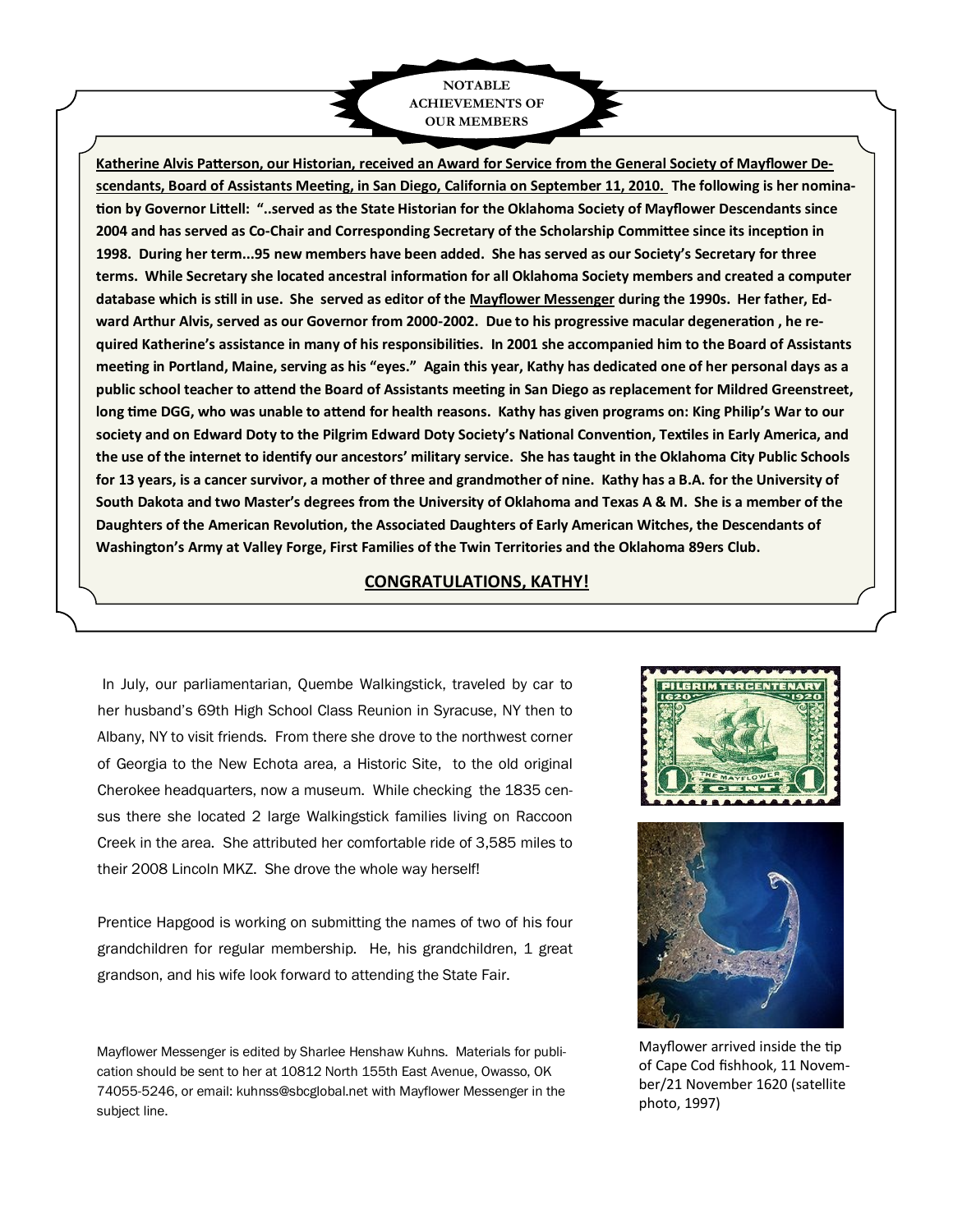## NOTABLE ACHIEVEMENTS OF OUR MEMBERS

**<u>Katherine Alvis Patterson, our Historian, received an Award for Service from the General Society of Mayflower Descendants, Board of Assistants Meeting, in San Diego, California on September 11, 2010.</u> The following is her nomination by Governor Littell: "..served as the State Historian for the Oklahoma Society of Mayflower Descendants since 2004 and has served as Co-Chair and Corresponding Secretary of the Scholarship Committee since its inception in 1998. During her term...95 new members have been added. She has served as our Society's Secretary for three terms. While Secretary she located ancestral information for all Oklahoma Society members and created a computer database which is still in use. She served as editor of the <u>Mayflower Messenger</u> during the 1990s. Her father, Edward Arthur Alvis, served as our Governor from 2000-2002. Due to his progressive macular degeneration , he required Katherine's assistance in many of his responsibilities. In 2001 she accompanied him to the Board of Assistants meeting in Portland, Maine, serving as his "eyes." Again this year, Kathy has dedicated one of her personal days as a public school teacher to attend the Board of Assistants meeting in San Diego as replacement for Mildred Greenstreet, long time DGG, who was unable to attend for health reasons. Kathy has given programs on: King Philip's War to our society and on Edward Doty to the Pilgrim Edward Doty Society's National Convention, Textiles in Early America, and the use of the internet to identify our ancestors' military service. She has taught in the Oklahoma City Public Schools for 13 years, is a cancer survivor, a mother of three and grandmother of nine. Kathy has a B.A. for the University of South Dakota and two Master's degrees from the University of Oklahoma and Texas A & M. She is a member of the Daughters of the American Revolution, the Associated Daughters of Early American Witches, the Descendants of Washington's Army at Valley Forge, First Families of the Twin Territories and the Oklahoma 89ers Club.**

**<u>CONGRATULATIONS, KATHY!</u>**

In July, our parliamentarian, Quembe Walkingstick, traveled by car to her husband's 69th High School Class Reunion in Syracuse, NY then to Albany, NY to visit friends. From there she drove to the northwest corner of Georgia to the New Echota area, a Historic Site, to the old original Cherokee headquarters, now a museum. While checking the 1835 census there she located 2 large Walkingstick families living on Raccoon Creek in the area. She attributed her comfortable ride of 3,585 miles to their 2008 Lincoln MKZ. She drove the whole way herself!

Prentice Hapgood is working on submitting the names of two of his four grandchildren for regular membership. He, his grandchildren, 1 great grandson, and his wife look forward to attending the State Fair.

Mayflower Messenger is edited by Sharlee Henshaw Kuhns. Materials for publication should be sent to her at 10812 North 155th East Avenue, Owasso, OK 74055-5246, or email: kuhnss@sbcglobal.net with Mayflower Messenger in the subject line.

Mayflower arrived inside the tip of Cape Cod fishhook, 11 November/21 November 1620 (satellite photo, 1997)